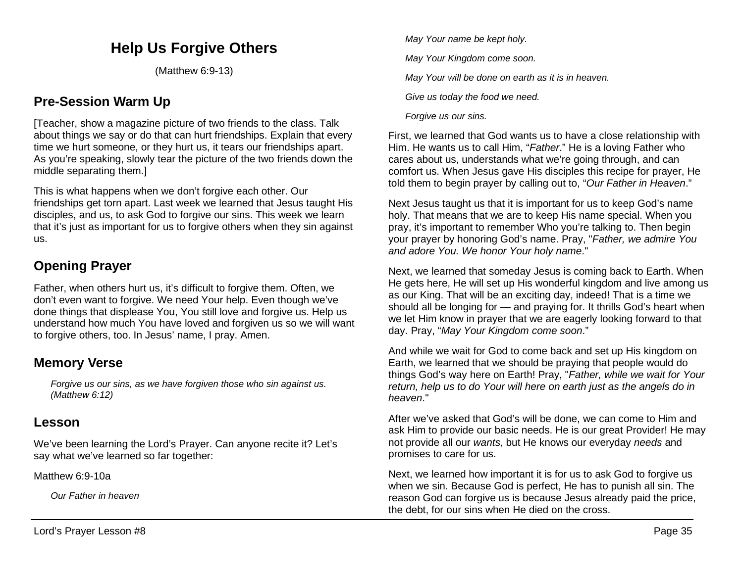# Help Us Forgive Others

(Matthew 6:9-13)

## Pre-Session Warm Up

[Teacher, show a magazine picture of two friends to the class. Talk about things we say or do that can hurt friendships. Explain that every time we hurt someone, or they hurt us, it tears our friendships apart. As you're speaking, slowly tear the picture of the two friends down the middle separating them.]

This is what happens when we don't forgive each other. Our friendships get torn apart. Last week we learned that Jesus taught His disciples, and us, to ask God to forgive our sins. This week we learn that it's just as important for us to forgive others when they sin against us.

## Opening Prayer

Father, when others hurt us, it's difficult to forgive them. Often, we don't even want to forgive. We need Your help. Even though we've done things that displease You, You still love and forgive us. Help us understand how much You have loved and forgiven us so we will want to forgive others, too. In Jesus' name, I pray. Amen.

## Memory Verse

> *Forgive us our sins, as we have forgiven those who sin against us. (Matthew 6:12)*

## Lesson

We've been learning the Lord's Prayer. Can anyone recite it? Let's say what we've learned so far together:

Matthew 6:9-10a

> *Our Father in heaven*
>
> *May Your name be kept holy.*
>
> *May Your Kingdom come soon.*
>
> *May Your will be done on earth as it is in heaven.*
>
> *Give us today the food we need.*
>
> *Forgive us our sins.*

First, we learned that God wants us to have a close relationship with Him. He wants us to call Him, "*Father*." He is a loving Father who cares about us, understands what we're going through, and can comfort us. When Jesus gave His disciples this recipe for prayer, He told them to begin prayer by calling out to, "*Our Father in Heaven*."

Next Jesus taught us that it is important for us to keep God's name holy. That means that we are to keep His name special. When you pray, it's important to remember Who you're talking to. Then begin your prayer by honoring God's name. Pray, "*Father, we admire You and adore You. We honor Your holy name*."

Next, we learned that someday Jesus is coming back to Earth. When He gets here, He will set up His wonderful kingdom and live among us as our King. That will be an exciting day, indeed! That is a time we should all be longing for — and praying for. It thrills God's heart when we let Him know in prayer that we are eagerly looking forward to that day. Pray, "*May Your Kingdom come soon*."

And while we wait for God to come back and set up His kingdom on Earth, we learned that we should be praying that people would do things God's way here on Earth! Pray, "*Father, while we wait for Your return, help us to do Your will here on earth just as the angels do in heaven*."

After we've asked that God's will be done, we can come to Him and ask Him to provide our basic needs. He is our great Provider! He may not provide all our *wants*, but He knows our everyday *needs* and promises to care for us.

Next, we learned how important it is for us to ask God to forgive us when we sin. Because God is perfect, He has to punish all sin. The reason God can forgive us is because Jesus already paid the price, the debt, for our sins when He died on the cross.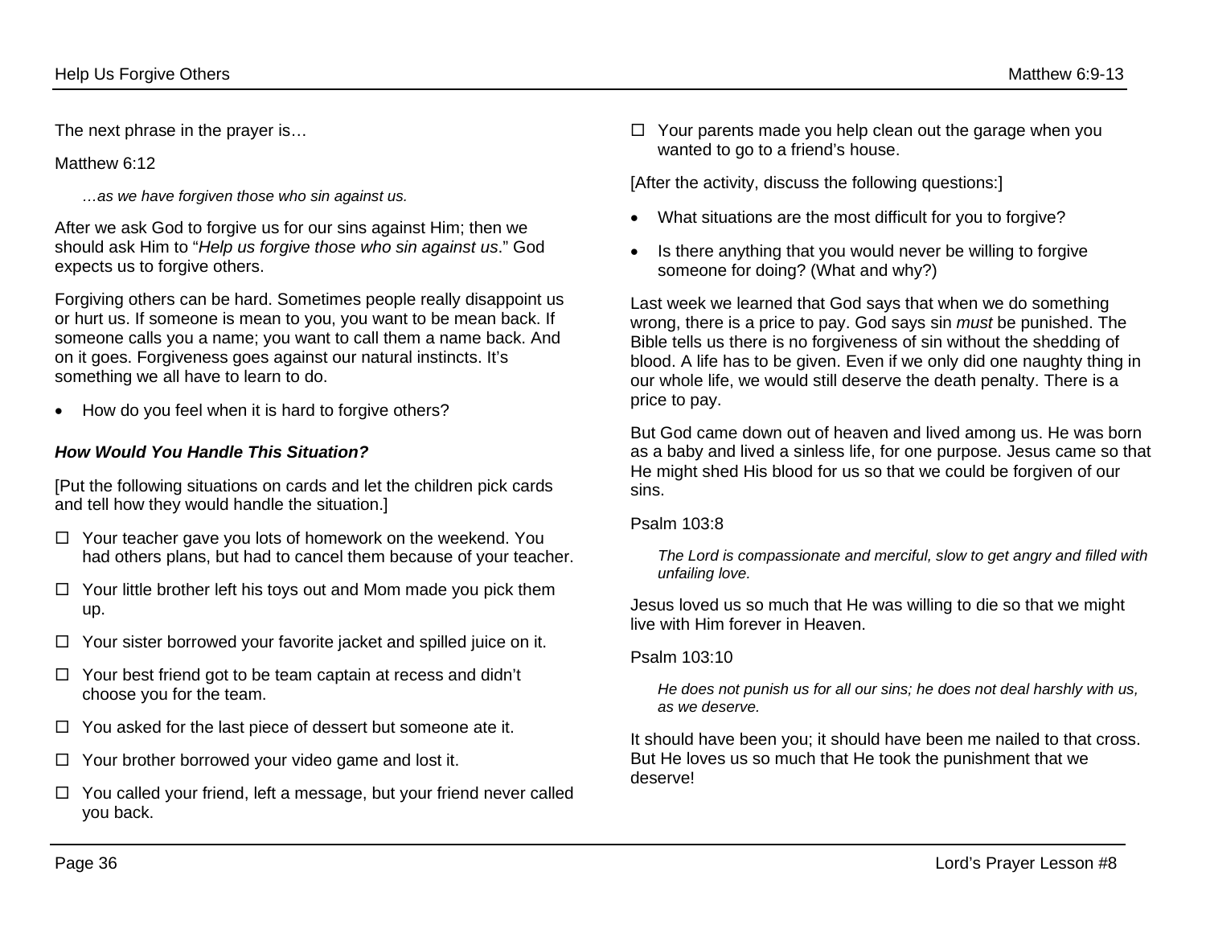The next phrase in the prayer is…

Matthew 6:12

> *…as we have forgiven those who sin against us.*

After we ask God to forgive us for our sins against Him; then we should ask Him to "*Help us forgive those who sin against us*." God expects us to forgive others.

Forgiving others can be hard. Sometimes people really disappoint us or hurt us. If someone is mean to you, you want to be mean back. If someone calls you a name; you want to call them a name back. And on it goes. Forgiveness goes against our natural instincts. It's something we all have to learn to do.

- How do you feel when it is hard to forgive others?

### *How Would You Handle This Situation?*

[Put the following situations on cards and let the children pick cards and tell how they would handle the situation.]

- ☐ Your teacher gave you lots of homework on the weekend. You had others plans, but had to cancel them because of your teacher.
- ☐ Your little brother left his toys out and Mom made you pick them up.
- ☐ Your sister borrowed your favorite jacket and spilled juice on it.
- ☐ Your best friend got to be team captain at recess and didn't choose you for the team.
- ☐ You asked for the last piece of dessert but someone ate it.
- ☐ Your brother borrowed your video game and lost it.
- ☐ You called your friend, left a message, but your friend never called you back.
- ☐ Your parents made you help clean out the garage when you wanted to go to a friend's house.

[After the activity, discuss the following questions:]

- What situations are the most difficult for you to forgive?
- Is there anything that you would never be willing to forgive someone for doing? (What and why?)

Last week we learned that God says that when we do something wrong, there is a price to pay. God says sin *must* be punished. The Bible tells us there is no forgiveness of sin without the shedding of blood. A life has to be given. Even if we only did one naughty thing in our whole life, we would still deserve the death penalty. There is a price to pay.

But God came down out of heaven and lived among us. He was born as a baby and lived a sinless life, for one purpose. Jesus came so that He might shed His blood for us so that we could be forgiven of our sins.

Psalm 103:8

> *The Lord is compassionate and merciful, slow to get angry and filled with unfailing love.*

Jesus loved us so much that He was willing to die so that we might live with Him forever in Heaven.

Psalm 103:10

> *He does not punish us for all our sins; he does not deal harshly with us, as we deserve.*

It should have been you; it should have been me nailed to that cross. But He loves us so much that He took the punishment that we deserve!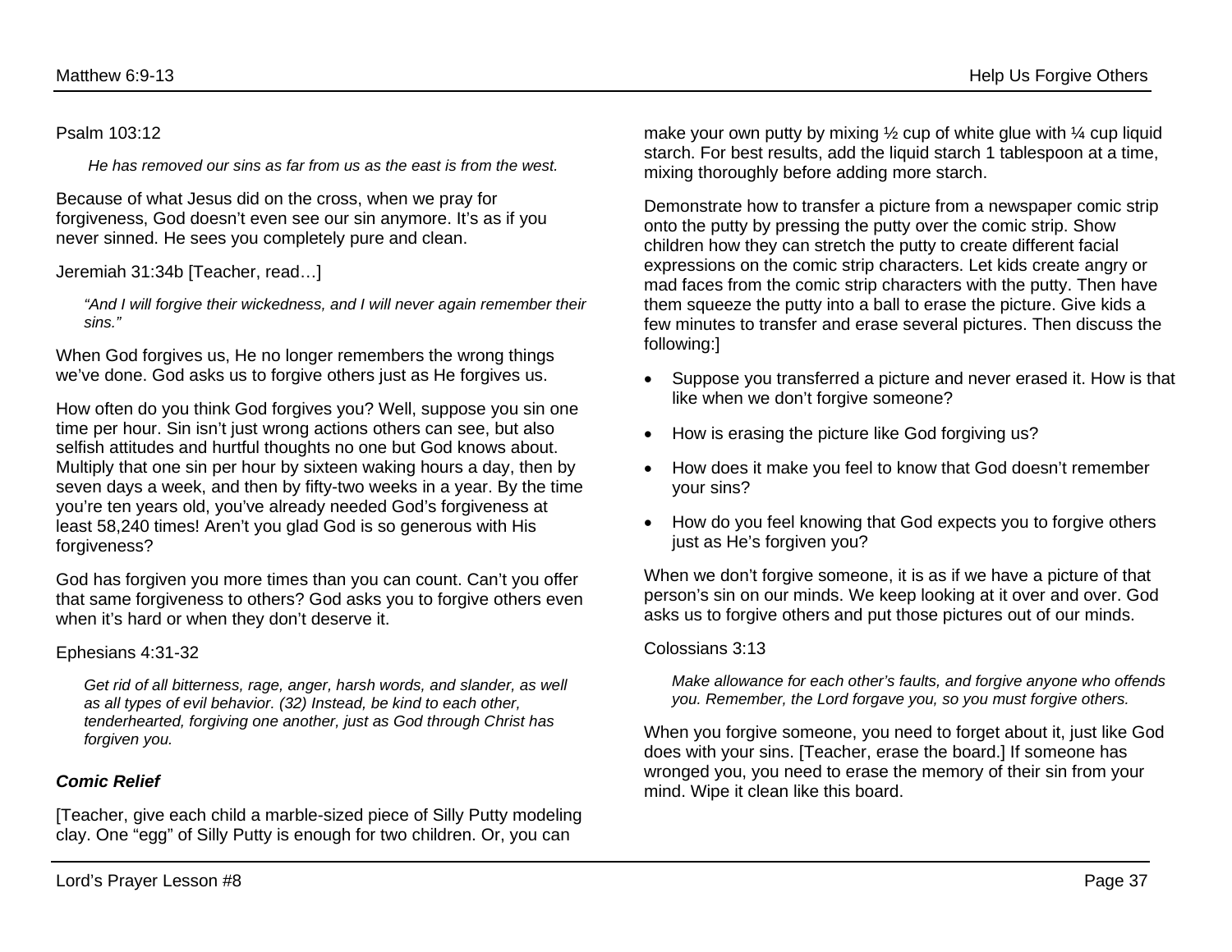Psalm 103:12

> *He has removed our sins as far from us as the east is from the west.*

Because of what Jesus did on the cross, when we pray for forgiveness, God doesn't even see our sin anymore. It's as if you never sinned. He sees you completely pure and clean.

Jeremiah 31:34b [Teacher, read…]

> *"And I will forgive their wickedness, and I will never again remember their sins."*

When God forgives us, He no longer remembers the wrong things we've done. God asks us to forgive others just as He forgives us.

How often do you think God forgives you? Well, suppose you sin one time per hour. Sin isn't just wrong actions others can see, but also selfish attitudes and hurtful thoughts no one but God knows about. Multiply that one sin per hour by sixteen waking hours a day, then by seven days a week, and then by fifty-two weeks in a year. By the time you're ten years old, you've already needed God's forgiveness at least 58,240 times! Aren't you glad God is so generous with His forgiveness?

God has forgiven you more times than you can count. Can't you offer that same forgiveness to others? God asks you to forgive others even when it's hard or when they don't deserve it.

Ephesians 4:31-32

> *Get rid of all bitterness, rage, anger, harsh words, and slander, as well as all types of evil behavior. (32) Instead, be kind to each other, tenderhearted, forgiving one another, just as God through Christ has forgiven you.*

### ***Comic Relief***

[Teacher, give each child a marble-sized piece of Silly Putty modeling clay. One "egg" of Silly Putty is enough for two children. Or, you can make your own putty by mixing ½ cup of white glue with ¼ cup liquid starch. For best results, add the liquid starch 1 tablespoon at a time, mixing thoroughly before adding more starch.

Demonstrate how to transfer a picture from a newspaper comic strip onto the putty by pressing the putty over the comic strip. Show children how they can stretch the putty to create different facial expressions on the comic strip characters. Let kids create angry or mad faces from the comic strip characters with the putty. Then have them squeeze the putty into a ball to erase the picture. Give kids a few minutes to transfer and erase several pictures. Then discuss the following:]

- Suppose you transferred a picture and never erased it. How is that like when we don't forgive someone?
- How is erasing the picture like God forgiving us?
- How does it make you feel to know that God doesn't remember your sins?
- How do you feel knowing that God expects you to forgive others just as He's forgiven you?

When we don't forgive someone, it is as if we have a picture of that person's sin on our minds. We keep looking at it over and over. God asks us to forgive others and put those pictures out of our minds.

Colossians 3:13

> *Make allowance for each other's faults, and forgive anyone who offends you. Remember, the Lord forgave you, so you must forgive others.*

When you forgive someone, you need to forget about it, just like God does with your sins. [Teacher, erase the board.] If someone has wronged you, you need to erase the memory of their sin from your mind. Wipe it clean like this board.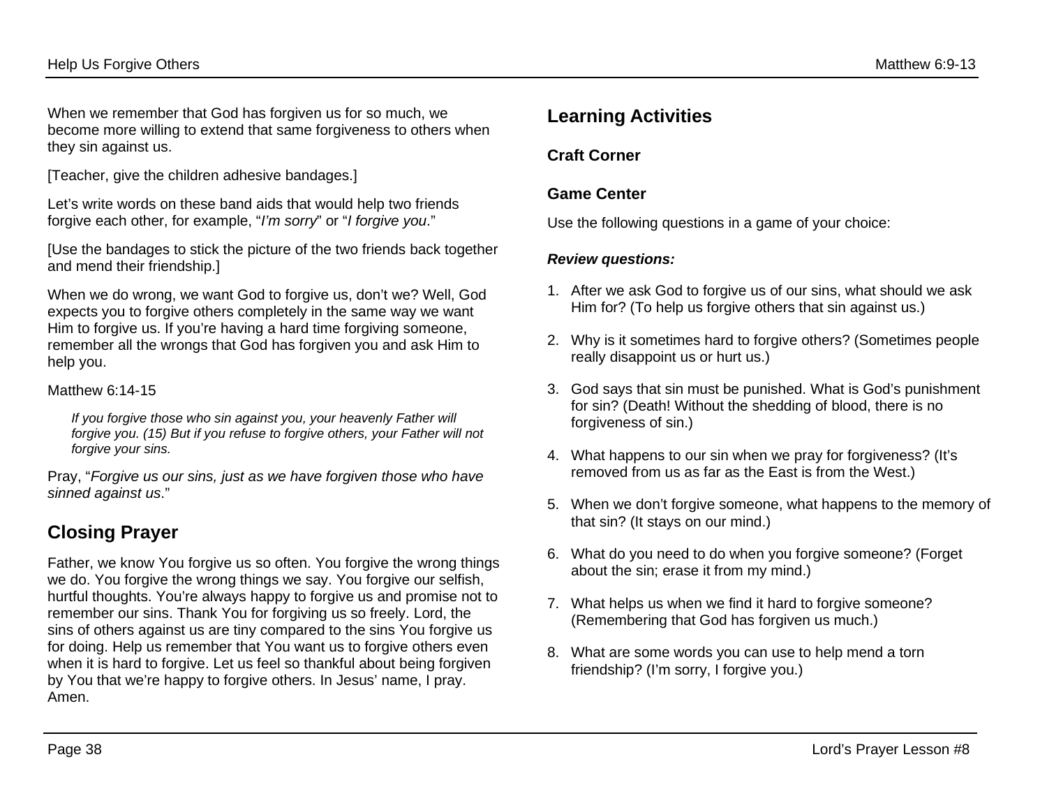When we remember that God has forgiven us for so much, we become more willing to extend that same forgiveness to others when they sin against us.

[Teacher, give the children adhesive bandages.]

Let's write words on these band aids that would help two friends forgive each other, for example, "*I'm sorry*" or "*I forgive you*."

[Use the bandages to stick the picture of the two friends back together and mend their friendship.]

When we do wrong, we want God to forgive us, don't we? Well, God expects you to forgive others completely in the same way we want Him to forgive us. If you're having a hard time forgiving someone, remember all the wrongs that God has forgiven you and ask Him to help you.

Matthew 6:14-15

> *If you forgive those who sin against you, your heavenly Father will forgive you. (15) But if you refuse to forgive others, your Father will not forgive your sins.*

Pray, "*Forgive us our sins, just as we have forgiven those who have sinned against us*."

## Closing Prayer

Father, we know You forgive us so often. You forgive the wrong things we do. You forgive the wrong things we say. You forgive our selfish, hurtful thoughts. You're always happy to forgive us and promise not to remember our sins. Thank You for forgiving us so freely. Lord, the sins of others against us are tiny compared to the sins You forgive us for doing. Help us remember that You want us to forgive others even when it is hard to forgive. Let us feel so thankful about being forgiven by You that we're happy to forgive others. In Jesus' name, I pray. Amen.

## Learning Activities

### Craft Corner

### Game Center

Use the following questions in a game of your choice:

***Review questions:***

1. After we ask God to forgive us of our sins, what should we ask Him for? (To help us forgive others that sin against us.)
2. Why is it sometimes hard to forgive others? (Sometimes people really disappoint us or hurt us.)
3. God says that sin must be punished. What is God's punishment for sin? (Death! Without the shedding of blood, there is no forgiveness of sin.)
4. What happens to our sin when we pray for forgiveness? (It's removed from us as far as the East is from the West.)
5. When we don't forgive someone, what happens to the memory of that sin? (It stays on our mind.)
6. What do you need to do when you forgive someone? (Forget about the sin; erase it from my mind.)
7. What helps us when we find it hard to forgive someone? (Remembering that God has forgiven us much.)
8. What are some words you can use to help mend a torn friendship? (I'm sorry, I forgive you.)